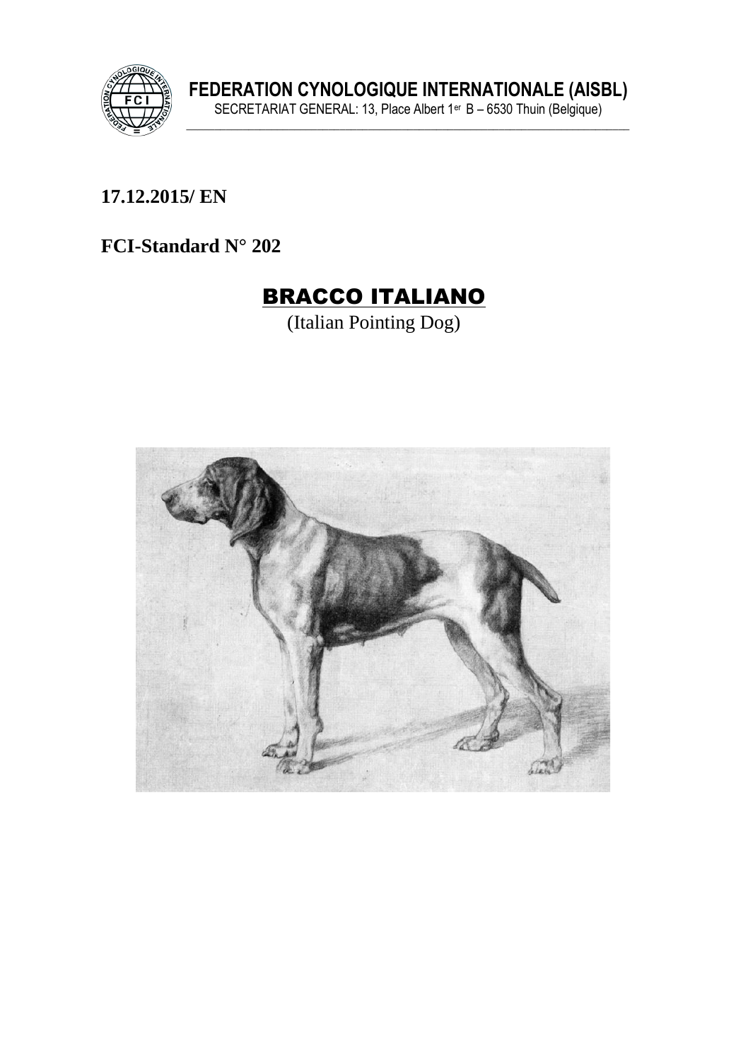**FEDERATION CYNOLOGIQUE INTERNATIONALE (AISBL)**
SECRETARIAT GENERAL: 13, Place Albert 1er B – 6530 Thuin (Belgique)

**17.12.2015/ EN**

**FCI-Standard N° 202**

# BRACCO ITALIANO

(Italian Pointing Dog)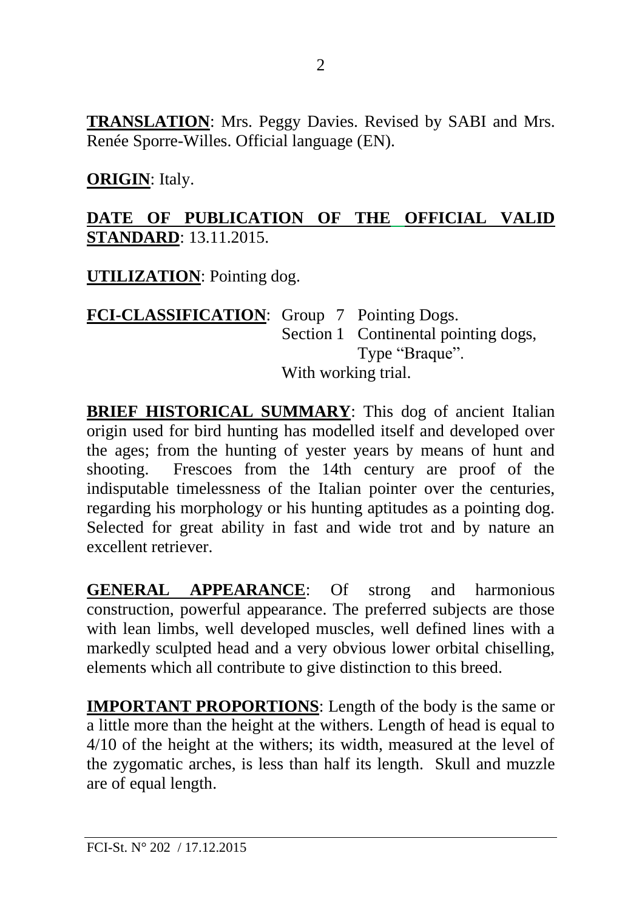**TRANSLATION**: Mrs. Peggy Davies. Revised by SABI and Mrs. Renée Sporre-Willes. Official language (EN).

**ORIGIN**: Italy.

**DATE OF PUBLICATION OF THE OFFICIAL VALID STANDARD**: 13.11.2015.

**UTILIZATION**: Pointing dog.

**FCI-CLASSIFICATION**: Group 7 Pointing Dogs.
Section 1 Continental pointing dogs, Type "Braque".
With working trial.

**BRIEF HISTORICAL SUMMARY**: This dog of ancient Italian origin used for bird hunting has modelled itself and developed over the ages; from the hunting of yester years by means of hunt and shooting. Frescoes from the 14th century are proof of the indisputable timelessness of the Italian pointer over the centuries, regarding his morphology or his hunting aptitudes as a pointing dog. Selected for great ability in fast and wide trot and by nature an excellent retriever.

**GENERAL APPEARANCE**: Of strong and harmonious construction, powerful appearance. The preferred subjects are those with lean limbs, well developed muscles, well defined lines with a markedly sculpted head and a very obvious lower orbital chiselling, elements which all contribute to give distinction to this breed.

**IMPORTANT PROPORTIONS**: Length of the body is the same or a little more than the height at the withers. Length of head is equal to 4/10 of the height at the withers; its width, measured at the level of the zygomatic arches, is less than half its length. Skull and muzzle are of equal length.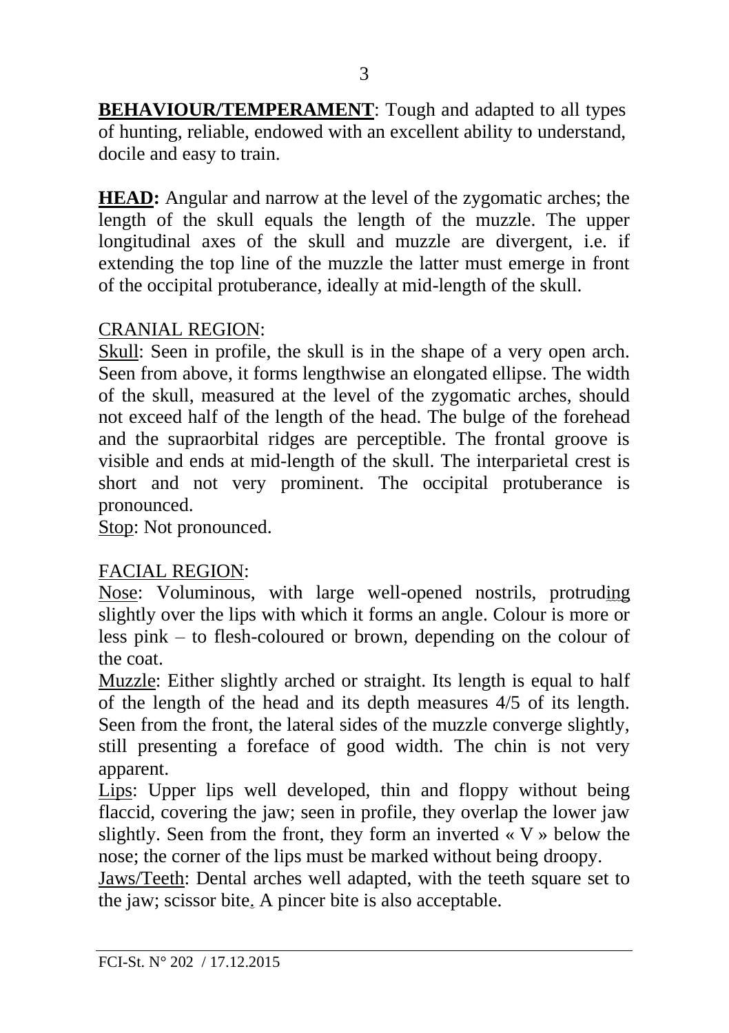**BEHAVIOUR/TEMPERAMENT**: Tough and adapted to all types of hunting, reliable, endowed with an excellent ability to understand, docile and easy to train.

**HEAD:** Angular and narrow at the level of the zygomatic arches; the length of the skull equals the length of the muzzle. The upper longitudinal axes of the skull and muzzle are divergent, i.e. if extending the top line of the muzzle the latter must emerge in front of the occipital protuberance, ideally at mid-length of the skull.

CRANIAL REGION:

Skull: Seen in profile, the skull is in the shape of a very open arch. Seen from above, it forms lengthwise an elongated ellipse. The width of the skull, measured at the level of the zygomatic arches, should not exceed half of the length of the head. The bulge of the forehead and the supraorbital ridges are perceptible. The frontal groove is visible and ends at mid-length of the skull. The interparietal crest is short and not very prominent. The occipital protuberance is pronounced.

Stop: Not pronounced.

FACIAL REGION:

Nose: Voluminous, with large well-opened nostrils, protruding slightly over the lips with which it forms an angle. Colour is more or less pink – to flesh-coloured or brown, depending on the colour of the coat.

Muzzle: Either slightly arched or straight. Its length is equal to half of the length of the head and its depth measures 4/5 of its length. Seen from the front, the lateral sides of the muzzle converge slightly, still presenting a foreface of good width. The chin is not very apparent.

Lips: Upper lips well developed, thin and floppy without being flaccid, covering the jaw; seen in profile, they overlap the lower jaw slightly. Seen from the front, they form an inverted « V » below the nose; the corner of the lips must be marked without being droopy.

Jaws/Teeth: Dental arches well adapted, with the teeth square set to the jaw; scissor bite. A pincer bite is also acceptable.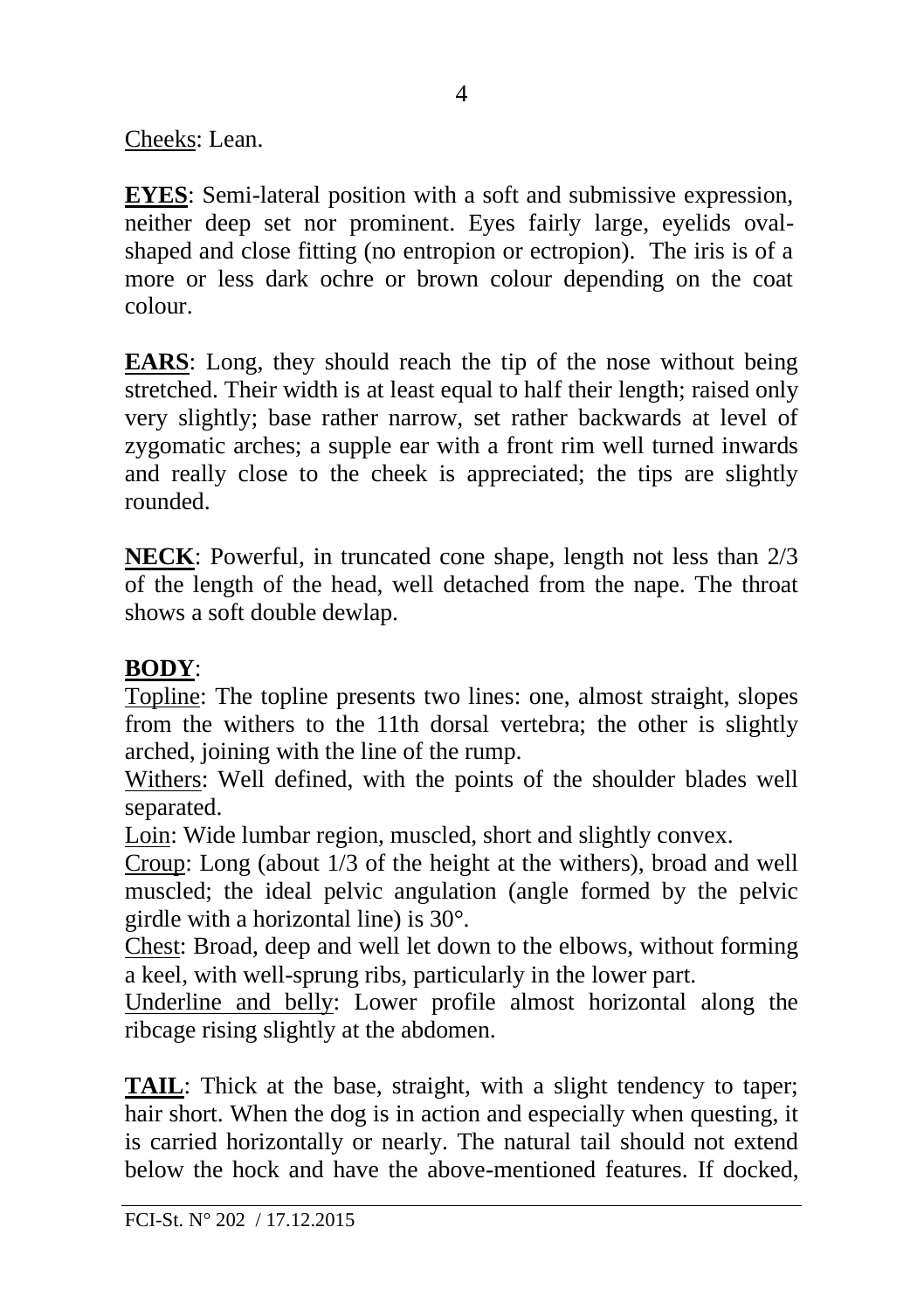Cheeks: Lean.

**EYES**: Semi-lateral position with a soft and submissive expression, neither deep set nor prominent. Eyes fairly large, eyelids oval-shaped and close fitting (no entropion or ectropion). The iris is of a more or less dark ochre or brown colour depending on the coat colour.

**EARS**: Long, they should reach the tip of the nose without being stretched. Their width is at least equal to half their length; raised only very slightly; base rather narrow, set rather backwards at level of zygomatic arches; a supple ear with a front rim well turned inwards and really close to the cheek is appreciated; the tips are slightly rounded.

**NECK**: Powerful, in truncated cone shape, length not less than 2/3 of the length of the head, well detached from the nape. The throat shows a soft double dewlap.

**BODY**:

Topline: The topline presents two lines: one, almost straight, slopes from the withers to the 11th dorsal vertebra; the other is slightly arched, joining with the line of the rump.

Withers: Well defined, with the points of the shoulder blades well separated.

Loin: Wide lumbar region, muscled, short and slightly convex.

Croup: Long (about 1/3 of the height at the withers), broad and well muscled; the ideal pelvic angulation (angle formed by the pelvic girdle with a horizontal line) is 30°.

Chest: Broad, deep and well let down to the elbows, without forming a keel, with well-sprung ribs, particularly in the lower part.

Underline and belly: Lower profile almost horizontal along the ribcage rising slightly at the abdomen.

**TAIL**: Thick at the base, straight, with a slight tendency to taper; hair short. When the dog is in action and especially when questing, it is carried horizontally or nearly. The natural tail should not extend below the hock and have the above-mentioned features. If docked,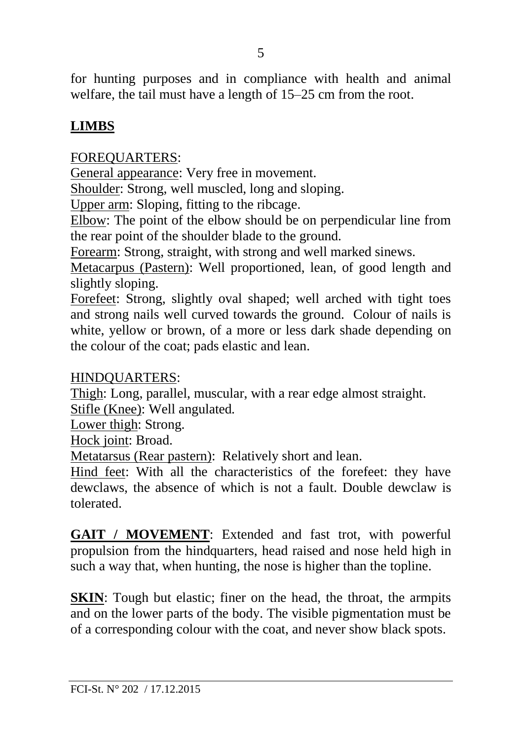for hunting purposes and in compliance with health and animal welfare, the tail must have a length of 15–25 cm from the root.

## LIMBS

FOREQUARTERS:

General appearance: Very free in movement.

Shoulder: Strong, well muscled, long and sloping.

Upper arm: Sloping, fitting to the ribcage.

Elbow: The point of the elbow should be on perpendicular line from the rear point of the shoulder blade to the ground.

Forearm: Strong, straight, with strong and well marked sinews.

Metacarpus (Pastern): Well proportioned, lean, of good length and slightly sloping.

Forefeet: Strong, slightly oval shaped; well arched with tight toes and strong nails well curved towards the ground. Colour of nails is white, yellow or brown, of a more or less dark shade depending on the colour of the coat; pads elastic and lean.

HINDQUARTERS:

Thigh: Long, parallel, muscular, with a rear edge almost straight.

Stifle (Knee): Well angulated.

Lower thigh: Strong.

Hock joint: Broad.

Metatarsus (Rear pastern): Relatively short and lean.

Hind feet: With all the characteristics of the forefeet: they have dewclaws, the absence of which is not a fault. Double dewclaw is tolerated.

**GAIT / MOVEMENT**: Extended and fast trot, with powerful propulsion from the hindquarters, head raised and nose held high in such a way that, when hunting, the nose is higher than the topline.

**SKIN**: Tough but elastic; finer on the head, the throat, the armpits and on the lower parts of the body. The visible pigmentation must be of a corresponding colour with the coat, and never show black spots.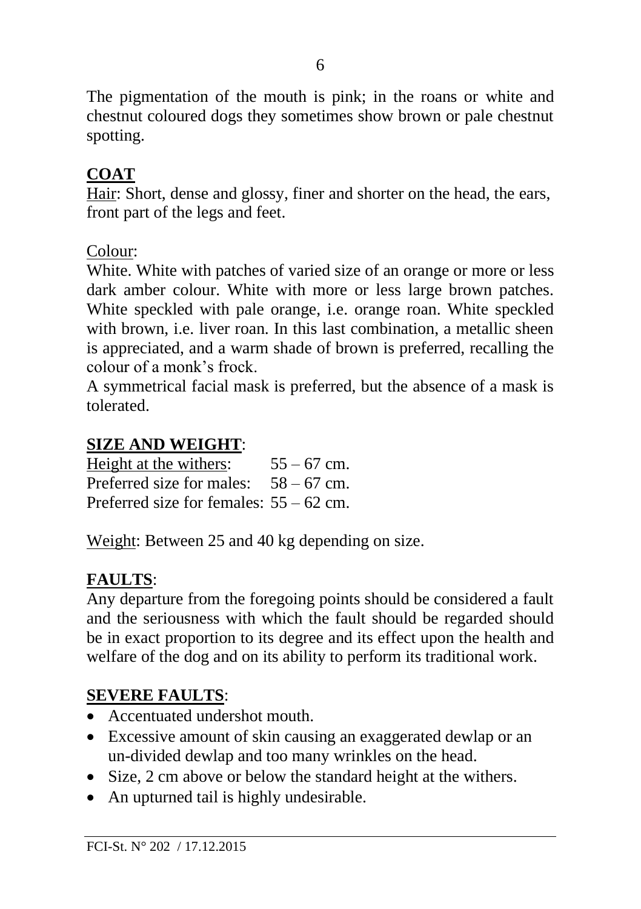The pigmentation of the mouth is pink; in the roans or white and chestnut coloured dogs they sometimes show brown or pale chestnut spotting.

## COAT

Hair: Short, dense and glossy, finer and shorter on the head, the ears, front part of the legs and feet.

Colour:
White. White with patches of varied size of an orange or more or less dark amber colour. White with more or less large brown patches. White speckled with pale orange, i.e. orange roan. White speckled with brown, i.e. liver roan. In this last combination, a metallic sheen is appreciated, and a warm shade of brown is preferred, recalling the colour of a monk's frock.
A symmetrical facial mask is preferred, but the absence of a mask is tolerated.

## SIZE AND WEIGHT:

Height at the withers: 55 – 67 cm.
Preferred size for males: 58 – 67 cm.
Preferred size for females: 55 – 62 cm.

Weight: Between 25 and 40 kg depending on size.

## FAULTS:

Any departure from the foregoing points should be considered a fault and the seriousness with which the fault should be regarded should be in exact proportion to its degree and its effect upon the health and welfare of the dog and on its ability to perform its traditional work.

## SEVERE FAULTS:

- Accentuated undershot mouth.
- Excessive amount of skin causing an exaggerated dewlap or an un-divided dewlap and too many wrinkles on the head.
- Size, 2 cm above or below the standard height at the withers.
- An upturned tail is highly undesirable.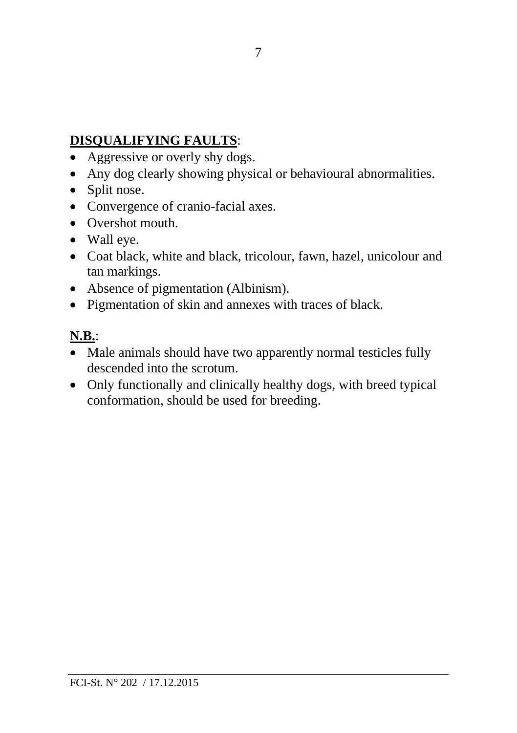**DISQUALIFYING FAULTS**:

- Aggressive or overly shy dogs.
- Any dog clearly showing physical or behavioural abnormalities.
- Split nose.
- Convergence of cranio-facial axes.
- Overshot mouth.
- Wall eye.
- Coat black, white and black, tricolour, fawn, hazel, unicolour and tan markings.
- Absence of pigmentation (Albinism).
- Pigmentation of skin and annexes with traces of black.

**N.B.**:

- Male animals should have two apparently normal testicles fully descended into the scrotum.
- Only functionally and clinically healthy dogs, with breed typical conformation, should be used for breeding.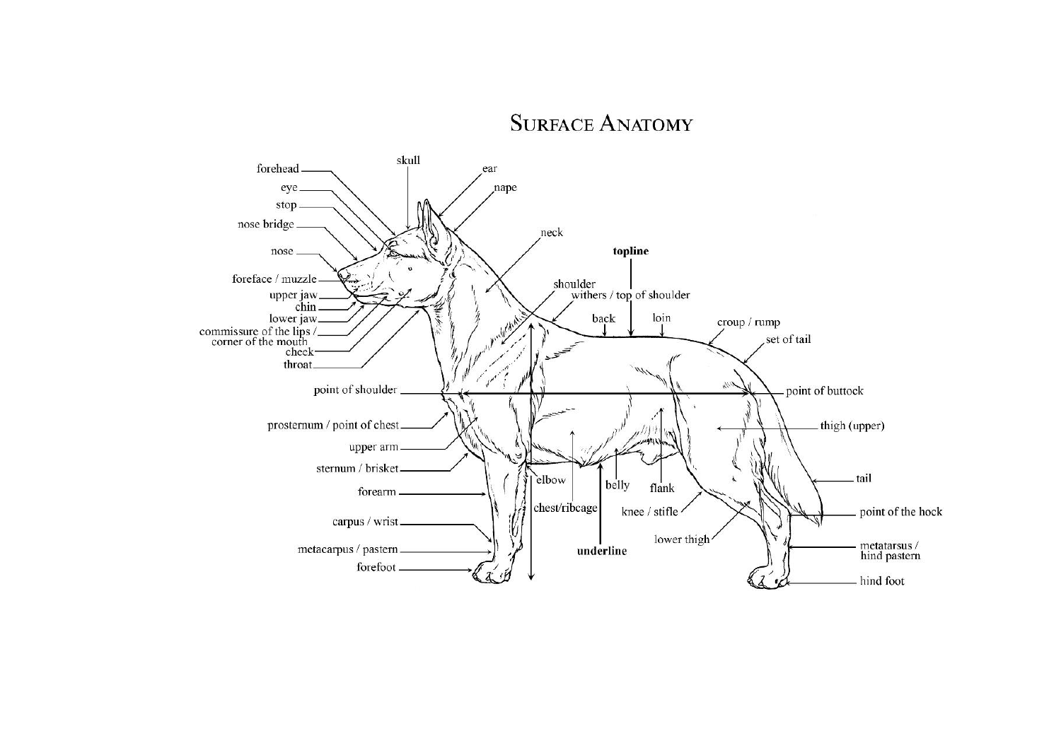# Surface Anatomy

forehead
eye
stop
nose bridge
nose
foreface / muzzle
upper jaw
chin
lower jaw
commissure of the lips / corner of the mouth
cheek
throat
skull
ear
nape
neck
topline
shoulder
withers / top of shoulder
back
loin
croup / rump
set of tail
point of shoulder
point of buttock
prosternum / point of chest
thigh (upper)
upper arm
sternum / brisket
tail
forearm
elbow
belly
flank
carpus / wrist
chest/ribcage
knee / stifle
point of the hock
lower thigh
metacarpus / pastern
underline
metatarsus / hind pastern
forefoot
hind foot